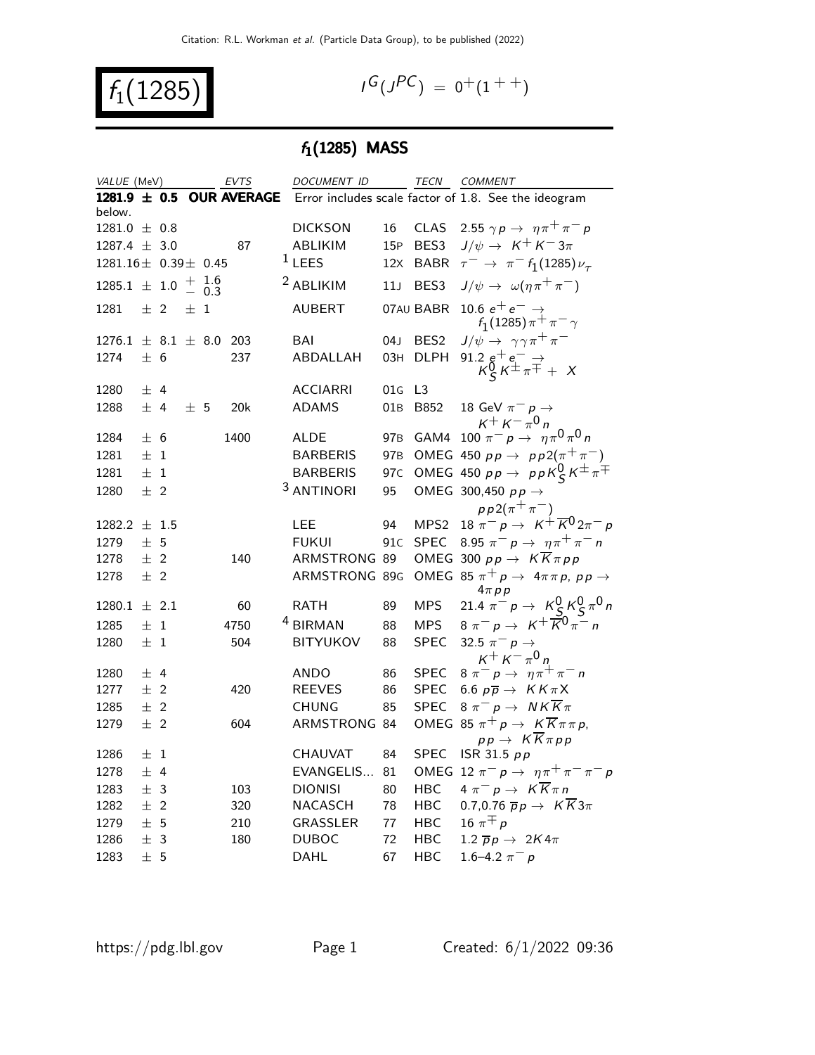Citation: R.L. Workman et al. (Particle Data Group), to be published (2022)

# $f_1(1285)$

$I^G(J^{PC}) = 0^+(1^{++})$

## $f_1$(1285) MASS

| VALUE (MeV) | EVTS | DOCUMENT ID | | TECN | COMMENT |
|---|---|---|---|---|---|
| **1281.9 ± 0.5 OUR AVERAGE** | | Error includes scale factor of 1.8. See the ideogram below. | | | |
| 1281.0 ± 0.8 | | DICKSON | 16 | CLAS | 2.55 $\gamma p \rightarrow \eta \pi^+ \pi^- p$ |
| 1287.4 ± 3.0 | 87 | ABLIKIM | 15P | BES3 | $J/\psi \rightarrow K^+ K^- 3\pi$ |
| 1281.16 ± 0.39 ± 0.45 | | [1] LEES | 12X | BABR | $\tau^- \rightarrow \pi^- f_1(1285) \nu_\tau$ |
| 1285.1 ± 1.0 $^{+1.6}_{-0.3}$ | | [2] ABLIKIM | 11J | BES3 | $J/\psi \rightarrow \omega(\eta \pi^+ \pi^-)$ |
| 1281 ± 2 ± 1 | | AUBERT | 07AU | BABR | 10.6 $e^+ e^- \rightarrow f_1(1285) \pi^+ \pi^- \gamma$ |
| 1276.1 ± 8.1 ± 8.0 | 203 | BAI | 04J | BES2 | $J/\psi \rightarrow \gamma \gamma \pi^+ \pi^-$ |
| 1274 ± 6 | 237 | ABDALLAH | 03H | DLPH | 91.2 $e^+ e^- \rightarrow K^0_S K^\pm \pi^\mp + X$ |
| 1280 ± 4 | | ACCIARRI | 01G | L3 | |
| 1288 ± 4 ± 5 | 20k | ADAMS | 01B | B852 | 18 GeV $\pi^- p \rightarrow K^+ K^- \pi^0 n$ |
| 1284 ± 6 | 1400 | ALDE | 97B | GAM4 | 100 $\pi^- p \rightarrow \eta \pi^0 \pi^0 n$ |
| 1281 ± 1 | | BARBERIS | 97B | OMEG | 450 $p p \rightarrow p p 2(\pi^+ \pi^-)$ |
| 1281 ± 1 | | BARBERIS | 97C | OMEG | 450 $p p \rightarrow p p K^0_S K^\pm \pi^\mp$ |
| 1280 ± 2 | | [3] ANTINORI | 95 | OMEG | 300,450 $p p \rightarrow p p 2(\pi^+ \pi^-)$ |
| 1282.2 ± 1.5 | | LEE | 94 | MPS2 | 18 $\pi^- p \rightarrow K^+ \overline{K}{}^0 2\pi^- p$ |
| 1279 ± 5 | | FUKUI | 91C | SPEC | 8.95 $\pi^- p \rightarrow \eta \pi^+ \pi^- n$ |
| 1278 ± 2 | 140 | ARMSTRONG | 89 | OMEG | 300 $p p \rightarrow K \overline{K} \pi p p$ |
| 1278 ± 2 | | ARMSTRONG | 89G | OMEG | 85 $\pi^+ p \rightarrow 4\pi \pi p$, $p p \rightarrow 4\pi p p$ |
| 1280.1 ± 2.1 | 60 | RATH | 89 | MPS | 21.4 $\pi^- p \rightarrow K^0_S K^0_S \pi^0 n$ |
| 1285 ± 1 | 4750 | [4] BIRMAN | 88 | MPS | 8 $\pi^- p \rightarrow K^+ \overline{K}{}^0 \pi^- n$ |
| 1280 ± 1 | 504 | BITYUKOV | 88 | SPEC | 32.5 $\pi^- p \rightarrow K^+ K^- \pi^0 n$ |
| 1280 ± 4 | | ANDO | 86 | SPEC | 8 $\pi^- p \rightarrow \eta \pi^+ \pi^- n$ |
| 1277 ± 2 | 420 | REEVES | 86 | SPEC | 6.6 $p \overline{p} \rightarrow K K \pi X$ |
| 1285 ± 2 | | CHUNG | 85 | SPEC | 8 $\pi^- p \rightarrow N K \overline{K} \pi$ |
| 1279 ± 2 | 604 | ARMSTRONG | 84 | OMEG | 85 $\pi^+ p \rightarrow K \overline{K} \pi \pi p$, $p p \rightarrow K \overline{K} \pi p p$ |
| 1286 ± 1 | | CHAUVAT | 84 | SPEC | ISR 31.5 $p p$ |
| 1278 ± 4 | | EVANGELIS... | 81 | OMEG | 12 $\pi^- p \rightarrow \eta \pi^+ \pi^- \pi^- p$ |
| 1283 ± 3 | 103 | DIONISI | 80 | HBC | 4 $\pi^- p \rightarrow K \overline{K} \pi n$ |
| 1282 ± 2 | 320 | NACASCH | 78 | HBC | 0.7,0.76 $\overline{p} p \rightarrow K \overline{K} 3\pi$ |
| 1279 ± 5 | 210 | GRASSLER | 77 | HBC | 16 $\pi^\mp p$ |
| 1286 ± 3 | 180 | DUBOC | 72 | HBC | 1.2 $\overline{p} p \rightarrow 2K 4\pi$ |
| 1283 ± 5 | | DAHL | 67 | HBC | 1.6–4.2 $\pi^- p$ |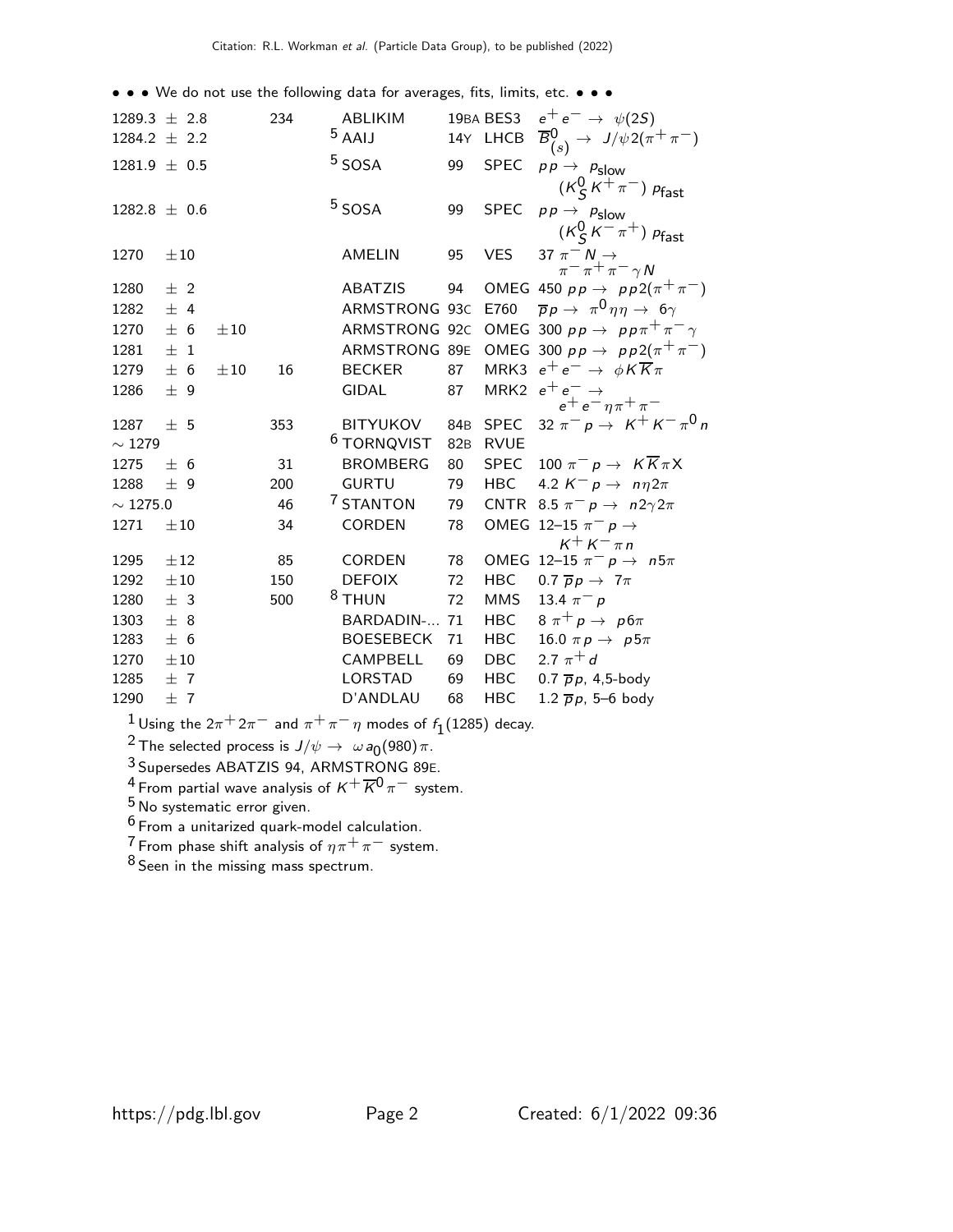• • • We do not use the following data for averages, fits, limits, etc. • • •

| VALUE | | EVTS | DOCUMENT ID | | TECN | COMMENT |
|---|---|---|---|---|---|---|
| 1289.3 ± 2.8 | | 234 | ABLIKIM | 19BA | BES3 | $e^+ e^- \to \psi(2S)$ |
| 1284.2 ± 2.2 | | | [5] AAIJ | 14Y | LHCB | $\overline{B}^0_{(s)} \to J/\psi 2(\pi^+ \pi^-)$ |
| 1281.9 ± 0.5 | | | [5] SOSA | 99 | SPEC | $pp \to p_{slow} (K^0_S K^+ \pi^-) p_{fast}$ |
| 1282.8 ± 0.6 | | | [5] SOSA | 99 | SPEC | $pp \to p_{slow} (K^0_S K^- \pi^+) p_{fast}$ |
| 1270 ± 10 | | | AMELIN | 95 | VES | $37\ \pi^- N \to \pi^- \pi^+ \pi^- \gamma N$ |
| 1280 ± 2 | | | ABATZIS | 94 | OMEG | $450\ pp \to pp 2(\pi^+ \pi^-)$ |
| 1282 ± 4 | | | ARMSTRONG | 93C | E760 | $\overline{p}p \to \pi^0 \eta \eta \to 6\gamma$ |
| 1270 ± 6 | ±10 | | ARMSTRONG | 92C | OMEG | $300\ pp \to pp \pi^+ \pi^- \gamma$ |
| 1281 ± 1 | | | ARMSTRONG | 89E | OMEG | $300\ pp \to pp 2(\pi^+ \pi^-)$ |
| 1279 ± 6 | ±10 | 16 | BECKER | 87 | MRK3 | $e^+ e^- \to \phi K \overline{K} \pi$ |
| 1286 ± 9 | | | GIDAL | 87 | MRK2 | $e^+ e^- \to e^+ e^- \eta \pi^+ \pi^-$ |
| 1287 ± 5 | | 353 | BITYUKOV | 84B | SPEC | $32\ \pi^- p \to K^+ K^- \pi^0 n$ |
| ∼ 1279 | | | [6] TORNQVIST | 82B | RVUE | |
| 1275 ± 6 | | 31 | BROMBERG | 80 | SPEC | $100\ \pi^- p \to K \overline{K} \pi X$ |
| 1288 ± 9 | | 200 | GURTU | 79 | HBC | $4.2\ K^- p \to n \eta 2\pi$ |
| ∼ 1275.0 | | 46 | [7] STANTON | 79 | CNTR | $8.5\ \pi^- p \to n 2\gamma 2\pi$ |
| 1271 ± 10 | | 34 | CORDEN | 78 | OMEG | 12–15 $\pi^- p \to K^+ K^- \pi n$ |
| 1295 ± 12 | | 85 | CORDEN | 78 | OMEG | 12–15 $\pi^- p \to n 5\pi$ |
| 1292 ± 10 | | 150 | DEFOIX | 72 | HBC | $0.7\ \overline{p}p \to 7\pi$ |
| 1280 ± 3 | | 500 | [8] THUN | 72 | MMS | $13.4\ \pi^- p$ |
| 1303 ± 8 | | | BARDADIN-... | 71 | HBC | $8\ \pi^+ p \to p 6\pi$ |
| 1283 ± 6 | | | BOESEBECK | 71 | HBC | $16.0\ \pi p \to p 5\pi$ |
| 1270 ± 10 | | | CAMPBELL | 69 | DBC | $2.7\ \pi^+ d$ |
| 1285 ± 7 | | | LORSTAD | 69 | HBC | $0.7\ \overline{p}p$, 4,5-body |
| 1290 ± 7 | | | D'ANDLAU | 68 | HBC | $1.2\ \overline{p}p$, 5–6 body |

[1] Using the $2\pi^+ 2\pi^-$ and $\pi^+ \pi^- \eta$ modes of $f_1(1285)$ decay.

[2] The selected process is $J/\psi \to \omega a_0(980) \pi$.

[3] Supersedes ABATZIS 94, ARMSTRONG 89E.

[4] From partial wave analysis of $K^+ \overline{K}^0 \pi^-$ system.

[5] No systematic error given.

[6] From a unitarized quark-model calculation.

[7] From phase shift analysis of $\eta \pi^+ \pi^-$ system.

[8] Seen in the missing mass spectrum.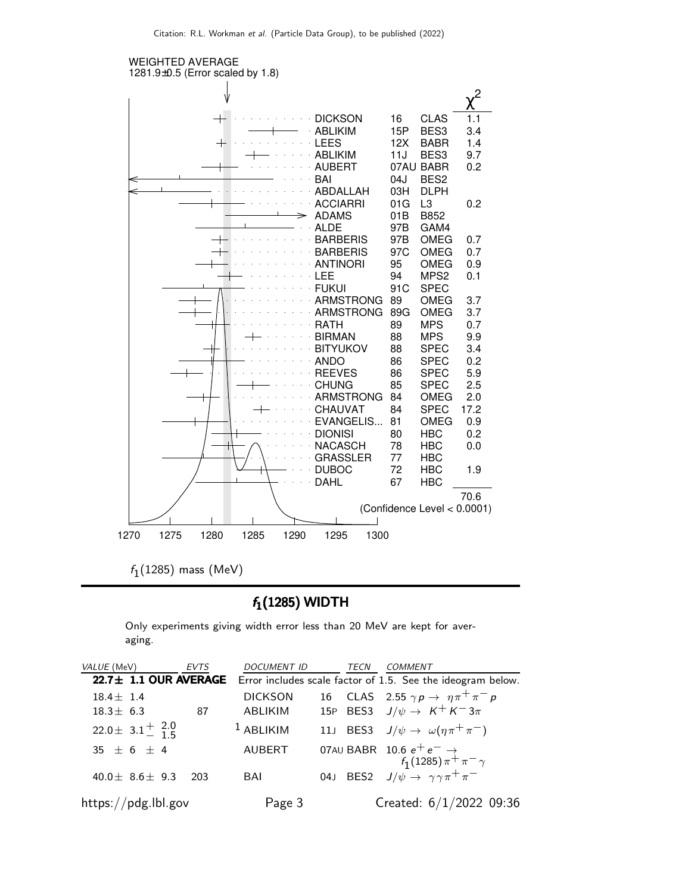WEIGHTED AVERAGE
1281.9±0.5 (Error scaled by 1.8)

| | | | $\chi^2$ |
|---|---|---|---|
| DICKSON | 16 | CLAS | 1.1 |
| ABLIKIM | 15P | BES3 | 3.4 |
| LEES | 12X | BABR | 1.4 |
| ABLIKIM | 11J | BES3 | 9.7 |
| AUBERT | 07AU | BABR | 0.2 |
| BAI | 04J | BES2 | |
| ABDALLAH | 03H | DLPH | |
| ACCIARRI | 01G | L3 | 0.2 |
| ADAMS | 01B | B852 | |
| ALDE | 97B | GAM4 | |
| BARBERIS | 97B | OMEG | 0.7 |
| BARBERIS | 97C | OMEG | 0.7 |
| ANTINORI | 95 | OMEG | 0.9 |
| LEE | 94 | MPS2 | 0.1 |
| FUKUI | 91C | SPEC | |
| ARMSTRONG | 89 | OMEG | 3.7 |
| ARMSTRONG | 89G | OMEG | 3.7 |
| RATH | 89 | MPS | 0.7 |
| BIRMAN | 88 | MPS | 9.9 |
| BITYUKOV | 88 | SPEC | 3.4 |
| ANDO | 86 | SPEC | 0.2 |
| REEVES | 86 | SPEC | 5.9 |
| CHUNG | 85 | SPEC | 2.5 |
| ARMSTRONG | 84 | OMEG | 2.0 |
| CHAUVAT | 84 | SPEC | 17.2 |
| EVANGELIS... | 81 | OMEG | 0.9 |
| DIONISI | 80 | HBC | 0.2 |
| NACASCH | 78 | HBC | 0.0 |
| GRASSLER | 77 | HBC | |
| DUBOC | 72 | HBC | 1.9 |
| DAHL | 67 | HBC | |
| | | | 70.6 |

(Confidence Level < 0.0001)

$f_1(1285)$ mass (MeV)

## $f_1(1285)$ WIDTH

Only experiments giving width error less than 20 MeV are kept for averaging.

| VALUE (MeV) | EVTS | DOCUMENT ID | | TECN | COMMENT |
|---|---|---|---|---|---|
| **22.7± 1.1 OUR AVERAGE** | | Error includes scale factor of 1.5. See the ideogram below. | | | |
| $18.4\pm 1.4$ | | DICKSON | 16 | CLAS | 2.55 $\gamma p \to \eta\pi^+\pi^- p$ |
| $18.3\pm 6.3$ | 87 | ABLIKIM | 15P | BES3 | $J/\psi \to K^+K^- 3\pi$ |
| $22.0\pm 3.1^{+2.0}_{-1.5}$ | | [1] ABLIKIM | 11J | BES3 | $J/\psi \to \omega(\eta\pi^+\pi^-)$ |
| $35 \pm 6 \pm 4$ | | AUBERT | 07AU | BABR | 10.6 $e^+e^- \to f_1(1285)\pi^+\pi^-\gamma$ |
| $40.0\pm 8.6\pm 9.3$ | 203 | BAI | 04J | BES2 | $J/\psi \to \gamma\gamma\pi^+\pi^-$ |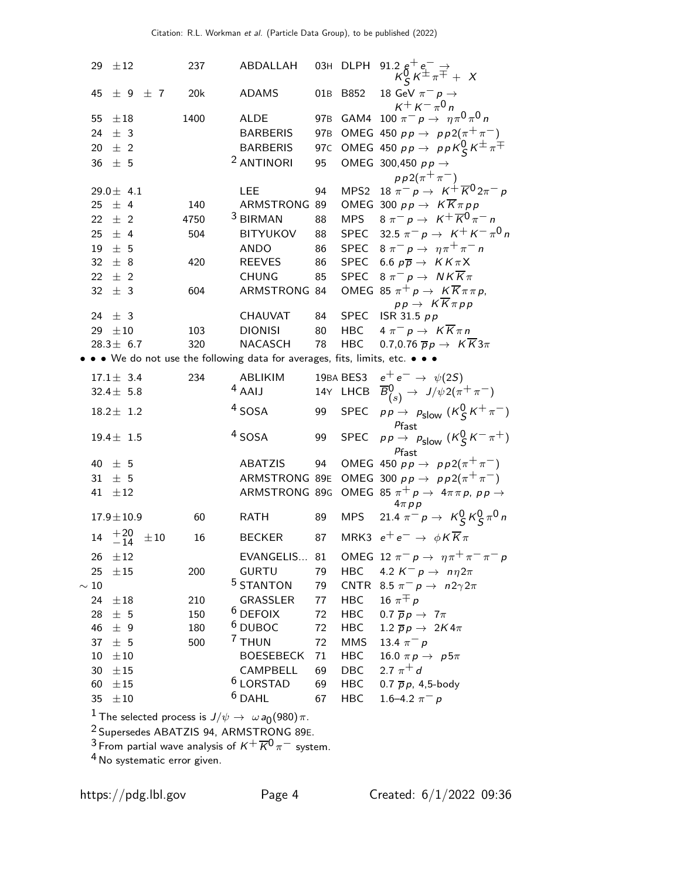| VALUE (MeV) | EVTS | DOCUMENT ID | | TECN | COMMENT |
|---|---|---|---|---|---|
| 29 ±12 | 237 | ABDALLAH | 03H | DLPH | 91.2 $e^+e^- \rightarrow K^0_S K^\pm \pi^\mp + X$ |
| 45 ± 9 ± 7 | 20k | ADAMS | 01B | B852 | 18 GeV $\pi^- p \rightarrow K^+ K^- \pi^0 n$ |
| 55 ±18 | 1400 | ALDE | 97B | GAM4 | 100 $\pi^- p \rightarrow \eta \pi^0 \pi^0 n$ |
| 24 ± 3 | | BARBERIS | 97B | OMEG | 450 $pp \rightarrow pp2(\pi^+\pi^-)$ |
| 20 ± 2 | | BARBERIS | 97C | OMEG | 450 $pp \rightarrow ppK^0_S K^\pm \pi^\mp$ |
| 36 ± 5 | | [2] ANTINORI | 95 | OMEG | 300,450 $pp \rightarrow pp2(\pi^+\pi^-)$ |
| 29.0± 4.1 | | LEE | 94 | MPS2 | 18 $\pi^- p \rightarrow K^+ \overline{K}{}^0 2\pi^- p$ |
| 25 ± 4 | 140 | ARMSTRONG | 89 | OMEG | 300 $pp \rightarrow K\overline{K}\pi pp$ |
| 22 ± 2 | 4750 | [3] BIRMAN | 88 | MPS | 8 $\pi^- p \rightarrow K^+ \overline{K}{}^0 \pi^- n$ |
| 25 ± 4 | 504 | BITYUKOV | 88 | SPEC | 32.5 $\pi^- p \rightarrow K^+ K^- \pi^0 n$ |
| 19 ± 5 | | ANDO | 86 | SPEC | 8 $\pi^- p \rightarrow \eta \pi^+ \pi^- n$ |
| 32 ± 8 | 420 | REEVES | 86 | SPEC | 6.6 $p\overline{p} \rightarrow KK\pi X$ |
| 22 ± 2 | | CHUNG | 85 | SPEC | 8 $\pi^- p \rightarrow NK\overline{K}\pi$ |
| 32 ± 3 | 604 | ARMSTRONG | 84 | OMEG | 85 $\pi^+ p \rightarrow K\overline{K}\pi\pi p$, $pp \rightarrow K\overline{K}\pi pp$ |
| 24 ± 3 | | CHAUVAT | 84 | SPEC | ISR 31.5 $pp$ |
| 29 ±10 | 103 | DIONISI | 80 | HBC | 4 $\pi^- p \rightarrow K\overline{K}\pi n$ |
| 28.3± 6.7 | 320 | NACASCH | 78 | HBC | 0.7,0.76 $\overline{p}p \rightarrow K\overline{K}3\pi$ |
| • • • We do not use the following data for averages, fits, limits, etc. • • • | | | | | |
| 17.1± 3.4 | 234 | ABLIKIM | 19BA | BES3 | $e^+e^- \rightarrow \psi(2S)$ |
| 32.4± 5.8 | | [4] AAIJ | 14Y | LHCB | $\overline{B}{}^0_{(s)} \rightarrow J/\psi 2(\pi^+\pi^-)$ |
| 18.2± 1.2 | | [4] SOSA | 99 | SPEC | $pp \rightarrow p_{\text{slow}} (K^0_S K^+ \pi^-) p_{\text{fast}}$ |
| 19.4± 1.5 | | [4] SOSA | 99 | SPEC | $pp \rightarrow p_{\text{slow}} (K^0_S K^- \pi^+) p_{\text{fast}}$ |
| 40 ± 5 | | ABATZIS | 94 | OMEG | 450 $pp \rightarrow pp2(\pi^+\pi^-)$ |
| 31 ± 5 | | ARMSTRONG | 89E | OMEG | 300 $pp \rightarrow pp2(\pi^+\pi^-)$ |
| 41 ±12 | | ARMSTRONG | 89G | OMEG | 85 $\pi^+ p \rightarrow 4\pi\pi p$, $pp \rightarrow 4\pi pp$ |
| 17.9±10.9 | 60 | RATH | 89 | MPS | 21.4 $\pi^- p \rightarrow K^0_S K^0_S \pi^0 n$ |
| 14 $^{+20}_{-14}$ ±10 | 16 | BECKER | 87 | MRK3 | $e^+e^- \rightarrow \phi K\overline{K}\pi$ |
| 26 ±12 | | EVANGELIS... | 81 | OMEG | 12 $\pi^- p \rightarrow \eta \pi^+ \pi^- \pi^- p$ |
| 25 ±15 | 200 | GURTU | 79 | HBC | 4.2 $K^- p \rightarrow n\eta 2\pi$ |
| ∼ 10 | | [5] STANTON | 79 | CNTR | 8.5 $\pi^- p \rightarrow n2\gamma 2\pi$ |
| 24 ±18 | 210 | GRASSLER | 77 | HBC | 16 $\pi^\mp p$ |
| 28 ± 5 | 150 | [6] DEFOIX | 72 | HBC | 0.7 $\overline{p}p \rightarrow 7\pi$ |
| 46 ± 9 | 180 | [6] DUBOC | 72 | HBC | 1.2 $\overline{p}p \rightarrow 2K4\pi$ |
| 37 ± 5 | 500 | [7] THUN | 72 | MMS | 13.4 $\pi^- p$ |
| 10 ±10 | | BOESEBECK | 71 | HBC | 16.0 $\pi p \rightarrow p5\pi$ |
| 30 ±15 | | CAMPBELL | 69 | DBC | 2.7 $\pi^+ d$ |
| 60 ±15 | | [6] LORSTAD | 69 | HBC | 0.7 $\overline{p}p$, 4,5-body |
| 35 ±10 | | [6] DAHL | 67 | HBC | 1.6–4.2 $\pi^- p$ |

[1] The selected process is $J/\psi \rightarrow \omega a_0(980)\pi$.

[2] Supersedes ABATZIS 94, ARMSTRONG 89E.

[3] From partial wave analysis of $K^+ \overline{K}{}^0 \pi^-$ system.

[4] No systematic error given.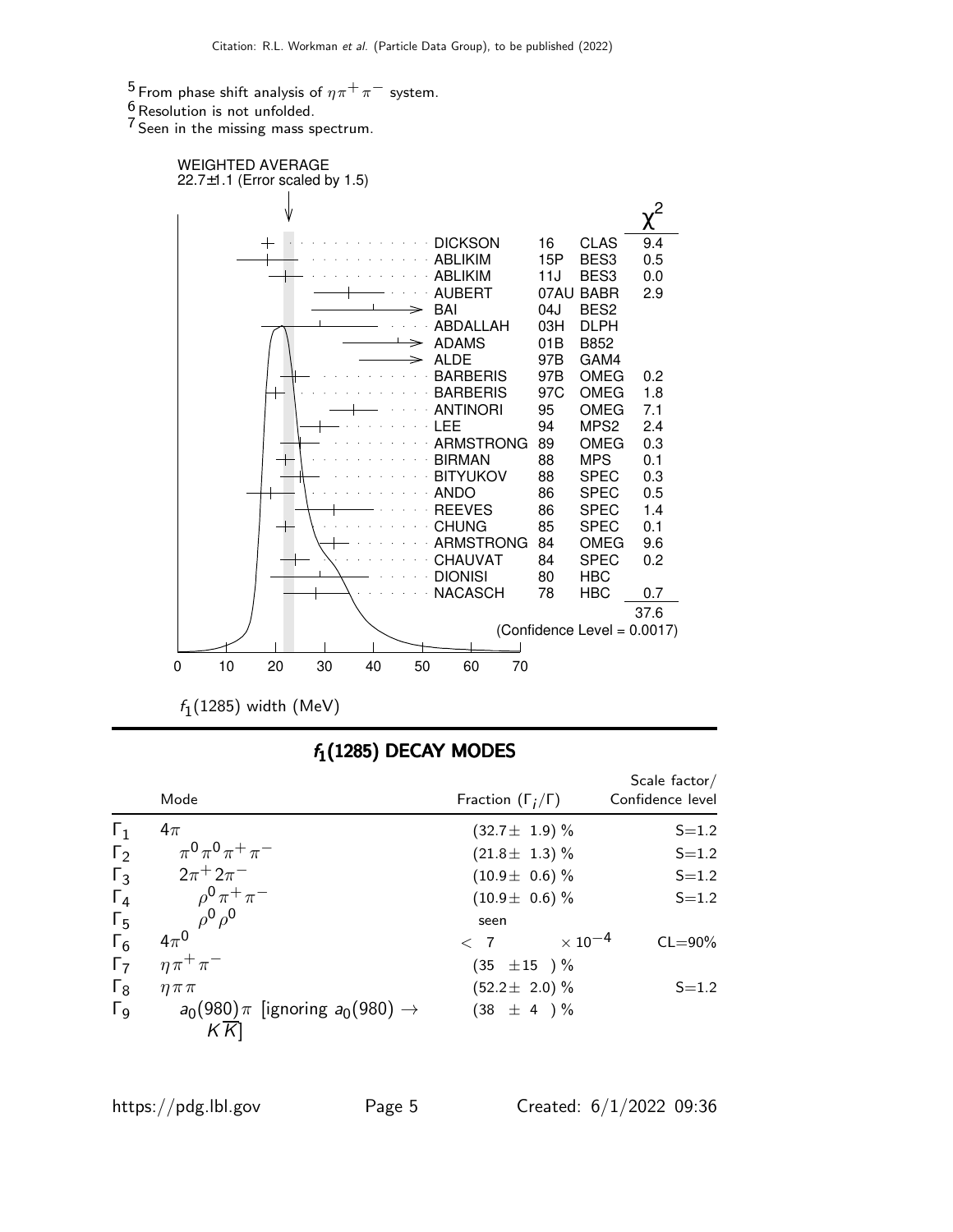[5] From phase shift analysis of $\eta\pi^+\pi^-$ system.
[6] Resolution is not unfolded.
[7] Seen in the missing mass spectrum.

WEIGHTED AVERAGE
22.7±1.1 (Error scaled by 1.5)

| Author | Year | Tech | $\chi^2$ |
|---|---|---|---|
| DICKSON | 16 | CLAS | 9.4 |
| ABLIKIM | 15P | BES3 | 0.5 |
| ABLIKIM | 11J | BES3 | 0.0 |
| AUBERT | 07AU | BABR | 2.9 |
| BAI | 04J | BES2 | |
| ABDALLAH | 03H | DLPH | |
| ADAMS | 01B | B852 | |
| ALDE | 97B | GAM4 | |
| BARBERIS | 97B | OMEG | 0.2 |
| BARBERIS | 97C | OMEG | 1.8 |
| ANTINORI | 95 | OMEG | 7.1 |
| LEE | 94 | MPS2 | 2.4 |
| ARMSTRONG | 89 | OMEG | 0.3 |
| BIRMAN | 88 | MPS | 0.1 |
| BITYUKOV | 88 | SPEC | 0.3 |
| ANDO | 86 | SPEC | 0.5 |
| REEVES | 86 | SPEC | 1.4 |
| CHUNG | 85 | SPEC | 0.1 |
| ARMSTRONG | 84 | OMEG | 9.6 |
| CHAUVAT | 84 | SPEC | 0.2 |
| DIONISI | 80 | HBC | |
| NACASCH | 78 | HBC | 0.7 |
| | | | 37.6 |

(Confidence Level = 0.0017)

$f_1(1285)$ width (MeV)

## $f_1(1285)$ DECAY MODES

| | Mode | Fraction ($\Gamma_i/\Gamma$) | Scale factor/ Confidence level |
|---|---|---|---|
| $\Gamma_1$ | $4\pi$ | $(32.7\pm 1.9)$ % | S=1.2 |
| $\Gamma_2$ | $\pi^0\pi^0\pi^+\pi^-$ | $(21.8\pm 1.3)$ % | S=1.2 |
| $\Gamma_3$ | $2\pi^+2\pi^-$ | $(10.9\pm 0.6)$ % | S=1.2 |
| $\Gamma_4$ | $\rho^0\pi^+\pi^-$ | $(10.9\pm 0.6)$ % | S=1.2 |
| $\Gamma_5$ | $\rho^0\rho^0$ | seen | |
| $\Gamma_6$ | $4\pi^0$ | $< 7 \times 10^{-4}$ | CL=90% |
| $\Gamma_7$ | $\eta\pi^+\pi^-$ | $(35 \pm 15)$ % | |
| $\Gamma_8$ | $\eta\pi\pi$ | $(52.2\pm 2.0)$ % | S=1.2 |
| $\Gamma_9$ | $a_0(980)\pi$ [ignoring $a_0(980) \to K\overline{K}$] | $(38 \pm 4)$ % | |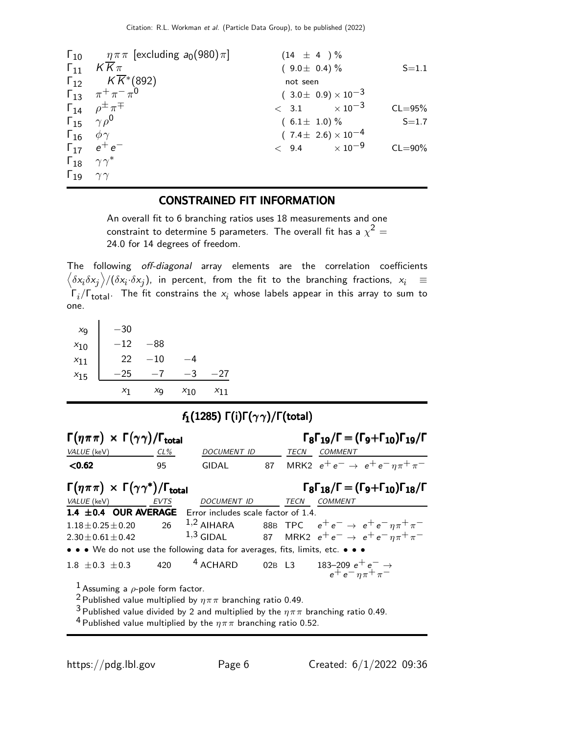| | | | |
|---|---|---|---|
| $\Gamma_{10}$ | $\eta\pi\pi$ [excluding $a_0(980)\pi$] | $(14 \pm 4)$ % | |
| $\Gamma_{11}$ | $K\overline{K}\pi$ | $(9.0 \pm 0.4)$ % | S=1.1 |
| $\Gamma_{12}$ | $K\overline{K}^*(892)$ | not seen | |
| $\Gamma_{13}$ | $\pi^+\pi^-\pi^0$ | $(3.0 \pm 0.9) \times 10^{-3}$ | |
| $\Gamma_{14}$ | $\rho^\pm\pi^\mp$ | $< 3.1 \times 10^{-3}$ | CL=95% |
| $\Gamma_{15}$ | $\gamma\rho^0$ | $(6.1 \pm 1.0)$ % | S=1.7 |
| $\Gamma_{16}$ | $\phi\gamma$ | $(7.4 \pm 2.6) \times 10^{-4}$ | |
| $\Gamma_{17}$ | $e^+e^-$ | $< 9.4 \times 10^{-9}$ | CL=90% |
| $\Gamma_{18}$ | $\gamma\gamma^*$ | | |
| $\Gamma_{19}$ | $\gamma\gamma$ | | |

## CONSTRAINED FIT INFORMATION

An overall fit to 6 branching ratios uses 18 measurements and one constraint to determine 5 parameters. The overall fit has a $\chi^2 =$ 24.0 for 14 degrees of freedom.

The following *off-diagonal* array elements are the correlation coefficients $\left\langle \delta x_i \delta x_j \right\rangle / (\delta x_i \cdot \delta x_j)$, in percent, from the fit to the branching fractions, $x_i \equiv \Gamma_i/\Gamma_{\text{total}}$. The fit constrains the $x_i$ whose labels appear in this array to sum to one.

| | | | | |
|---|---|---|---|---|
| $x_9$ | −30 | | | |
| $x_{10}$ | −12 | −88 | | |
| $x_{11}$ | 22 | −10 | −4 | |
| $x_{15}$ | −25 | −7 | −3 | −27 |
| | $x_1$ | $x_9$ | $x_{10}$ | $x_{11}$ |

## $f_1(1285)$ $\Gamma(i)\Gamma(\gamma\gamma)/\Gamma(\text{total})$

### $\Gamma(\eta\pi\pi) \times \Gamma(\gamma\gamma)/\Gamma_{\text{total}}$ — $\Gamma_8\Gamma_{19}/\Gamma \equiv (\Gamma_9+\Gamma_{10})\Gamma_{19}/\Gamma$

| VALUE (keV) | CL% | DOCUMENT ID | | TECN | COMMENT |
|---|---|---|---|---|---|
| **<0.62** | 95 | GIDAL | 87 | MRK2 | $e^+e^- \to e^+e^-\eta\pi^+\pi^-$ |

### $\Gamma(\eta\pi\pi) \times \Gamma(\gamma\gamma^*)/\Gamma_{\text{total}}$ — $\Gamma_8\Gamma_{18}/\Gamma = (\Gamma_9+\Gamma_{10})\Gamma_{18}/\Gamma$

| VALUE (keV) | EVTS | DOCUMENT ID | | TECN | COMMENT |
|---|---|---|---|---|---|
| **1.4 ±0.4 OUR AVERAGE** | | Error includes scale factor of 1.4. | | | |
| $1.18 \pm 0.25 \pm 0.20$ | 26 | [1,2] AIHARA | 88B | TPC | $e^+e^- \to e^+e^-\eta\pi^+\pi^-$ |
| $2.30 \pm 0.61 \pm 0.42$ | | [1,3] GIDAL | 87 | MRK2 | $e^+e^- \to e^+e^-\eta\pi^+\pi^-$ |
| • • • We do not use the following data for averages, fits, limits, etc. • • • | | | | | |
| $1.8 \pm 0.3 \pm 0.3$ | 420 | [4] ACHARD | 02B | L3 | 183–209 $e^+e^- \to e^+e^-\eta\pi^+\pi^-$ |

[1] Assuming a $\rho$-pole form factor.
[2] Published value multiplied by $\eta\pi\pi$ branching ratio 0.49.
[3] Published value divided by 2 and multiplied by the $\eta\pi\pi$ branching ratio 0.49.
[4] Published value multiplied by the $\eta\pi\pi$ branching ratio 0.52.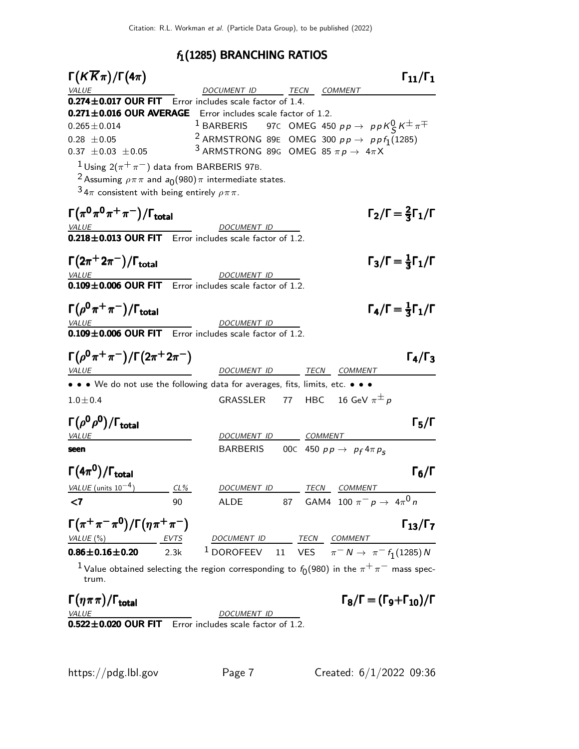## $f_1(1285)$ BRANCHING RATIOS

### $\Gamma(K\overline{K}\pi)/\Gamma(4\pi)$ — $\Gamma_{11}/\Gamma_1$

| VALUE | DOCUMENT ID | | TECN | COMMENT |
|---|---|---|---|---|
| **0.274±0.017 OUR FIT** Error includes scale factor of 1.4. | | | | |
| **0.271±0.016 OUR AVERAGE** Error includes scale factor of 1.2. | | | | |
| $0.265 \pm 0.014$ | [1] BARBERIS | 97C | OMEG | 450 $pp \rightarrow ppK^0_S K^{\pm}\pi^{\mp}$ |
| $0.28 \pm 0.05$ | [2] ARMSTRONG | 89E | OMEG | 300 $pp \rightarrow ppf_1(1285)$ |
| $0.37 \pm 0.03 \pm 0.05$ | [3] ARMSTRONG | 89G | OMEG | 85 $\pi p \rightarrow 4\pi X$ |

[1] Using $2(\pi^+\pi^-)$ data from BARBERIS 97B.

[2] Assuming $\rho\pi\pi$ and $a_0(980)\pi$ intermediate states.

[3] $4\pi$ consistent with being entirely $\rho\pi\pi$.

### $\Gamma(\pi^0\pi^0\pi^+\pi^-)/\Gamma_{\text{total}}$ — $\Gamma_2/\Gamma = \frac{2}{3}\Gamma_1/\Gamma$

| VALUE | DOCUMENT ID |
|---|---|
| **0.218±0.013 OUR FIT** Error includes scale factor of 1.2. | |

### $\Gamma(2\pi^+2\pi^-)/\Gamma_{\text{total}}$ — $\Gamma_3/\Gamma = \frac{1}{3}\Gamma_1/\Gamma$

| VALUE | DOCUMENT ID |
|---|---|
| **0.109±0.006 OUR FIT** Error includes scale factor of 1.2. | |

### $\Gamma(\rho^0\pi^+\pi^-)/\Gamma_{\text{total}}$ — $\Gamma_4/\Gamma = \frac{1}{3}\Gamma_1/\Gamma$

| VALUE | DOCUMENT ID |
|---|---|
| **0.109±0.006 OUR FIT** Error includes scale factor of 1.2. | |

### $\Gamma(\rho^0\pi^+\pi^-)/\Gamma(2\pi^+2\pi^-)$ — $\Gamma_4/\Gamma_3$

| VALUE | DOCUMENT ID | | TECN | COMMENT |
|---|---|---|---|---|
| • • • We do not use the following data for averages, fits, limits, etc. • • • | | | | |
| $1.0 \pm 0.4$ | GRASSLER | 77 | HBC | 16 GeV $\pi^{\pm}p$ |

### $\Gamma(\rho^0\rho^0)/\Gamma_{\text{total}}$ — $\Gamma_5/\Gamma$

| VALUE | DOCUMENT ID | | COMMENT |
|---|---|---|---|
| **seen** | BARBERIS | 00C | 450 $pp \rightarrow p_f 4\pi p_s$ |

### $\Gamma(4\pi^0)/\Gamma_{\text{total}}$ — $\Gamma_6/\Gamma$

| VALUE (units $10^{-4}$) | CL% | DOCUMENT ID | | TECN | COMMENT |
|---|---|---|---|---|---|
| **<7** | 90 | ALDE | 87 | GAM4 | 100 $\pi^- p \rightarrow 4\pi^0 n$ |

### $\Gamma(\pi^+\pi^-\pi^0)/\Gamma(\eta\pi^+\pi^-)$ — $\Gamma_{13}/\Gamma_7$

| VALUE (%) | EVTS | DOCUMENT ID | | TECN | COMMENT |
|---|---|---|---|---|---|
| **0.86±0.16±0.20** | 2.3k | [1] DOROFEEV | 11 | VES | $\pi^- N \rightarrow \pi^- f_1(1285) N$ |

[1] Value obtained selecting the region corresponding to $f_0(980)$ in the $\pi^+\pi^-$ mass spectrum.

### $\Gamma(\eta\pi\pi)/\Gamma_{\text{total}}$ — $\Gamma_8/\Gamma = (\Gamma_9+\Gamma_{10})/\Gamma$

| VALUE | DOCUMENT ID |
|---|---|
| **0.522±0.020 OUR FIT** Error includes scale factor of 1.2. | |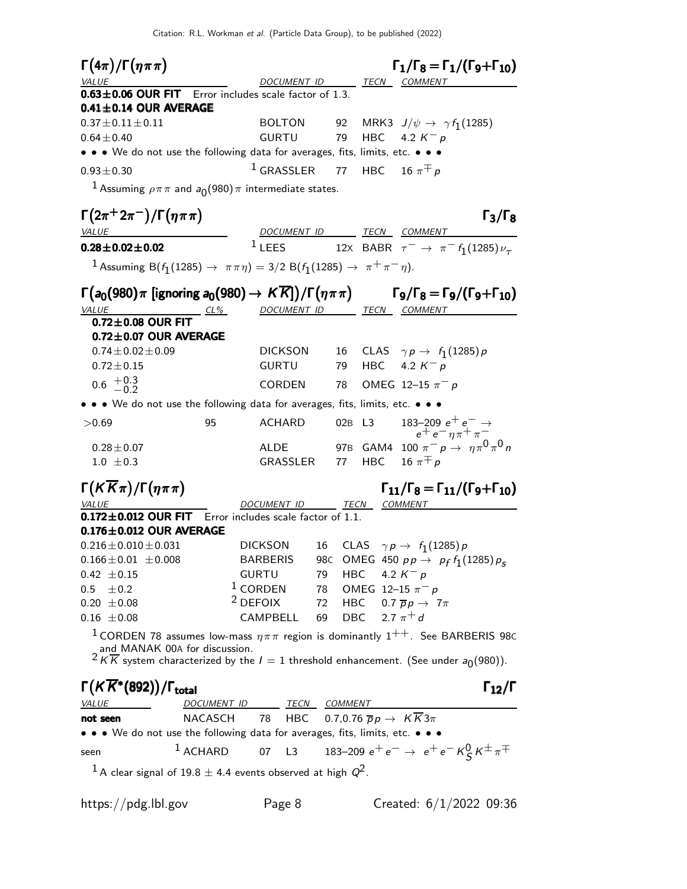### $\Gamma(4\pi)/\Gamma(\eta\pi\pi)$ — $\Gamma_1/\Gamma_8 = \Gamma_1/(\Gamma_9+\Gamma_{10})$

| VALUE | DOCUMENT ID | | TECN | COMMENT |
|---|---|---|---|---|
| **0.63±0.06 OUR FIT** Error includes scale factor of 1.3. | | | | |
| **0.41±0.14 OUR AVERAGE** | | | | |
| $0.37 \pm 0.11 \pm 0.11$ | BOLTON | 92 | MRK3 | $J/\psi \to \gamma f_1(1285)$ |
| $0.64 \pm 0.40$ | GURTU | 79 | HBC | 4.2 $K^- p$ |
| • • • We do not use the following data for averages, fits, limits, etc. • • • | | | | |
| $0.93 \pm 0.30$ | [1] GRASSLER | 77 | HBC | 16 $\pi^\mp p$ |

[1] Assuming $\rho\pi\pi$ and $a_0(980)\pi$ intermediate states.

### $\Gamma(2\pi^+ 2\pi^-)/\Gamma(\eta\pi\pi)$ — $\Gamma_3/\Gamma_8$

| VALUE | DOCUMENT ID | | TECN | COMMENT |
|---|---|---|---|---|
| **$0.28 \pm 0.02 \pm 0.02$** | [1] LEES | 12X | BABR | $\tau^- \to \pi^- f_1(1285)\nu_\tau$ |

[1] Assuming $B(f_1(1285) \to \pi\pi\eta) = 3/2\, B(f_1(1285) \to \pi^+\pi^-\eta)$.

### $\Gamma(a_0(980)\pi$ [ignoring $a_0(980) \to K\overline{K}$]$)/\Gamma(\eta\pi\pi)$ — $\Gamma_9/\Gamma_8 = \Gamma_9/(\Gamma_9+\Gamma_{10})$

| VALUE | CL% | DOCUMENT ID | | TECN | COMMENT |
|---|---|---|---|---|---|
| **0.72±0.08 OUR FIT** | | | | | |
| **0.72±0.07 OUR AVERAGE** | | | | | |
| $0.74 \pm 0.02 \pm 0.09$ | | DICKSON | 16 | CLAS | $\gamma p \to f_1(1285) p$ |
| $0.72 \pm 0.15$ | | GURTU | 79 | HBC | 4.2 $K^- p$ |
| $0.6\ ^{+0.3}_{-0.2}$ | | CORDEN | 78 | OMEG | 12–15 $\pi^- p$ |
| • • • We do not use the following data for averages, fits, limits, etc. • • • | | | | | |
| $>0.69$ | 95 | ACHARD | 02B | L3 | 183–209 $e^+e^- \to e^+e^-\eta\pi^+\pi^-$ |
| $0.28 \pm 0.07$ | | ALDE | 97B | GAM4 | 100 $\pi^- p \to \eta\pi^0\pi^0 n$ |
| $1.0 \pm 0.3$ | | GRASSLER | 77 | HBC | 16 $\pi^\mp p$ |

### $\Gamma(K\overline{K}\pi)/\Gamma(\eta\pi\pi)$ — $\Gamma_{11}/\Gamma_8 = \Gamma_{11}/(\Gamma_9+\Gamma_{10})$

| VALUE | DOCUMENT ID | | TECN | COMMENT |
|---|---|---|---|---|
| **0.172±0.012 OUR FIT** Error includes scale factor of 1.1. | | | | |
| **0.176±0.012 OUR AVERAGE** | | | | |
| $0.216 \pm 0.010 \pm 0.031$ | DICKSON | 16 | CLAS | $\gamma p \to f_1(1285) p$ |
| $0.166 \pm 0.01 \pm 0.008$ | BARBERIS | 98C | OMEG | 450 $pp \to p_f f_1(1285) p_s$ |
| $0.42 \pm 0.15$ | GURTU | 79 | HBC | 4.2 $K^- p$ |
| $0.5 \pm 0.2$ | [1] CORDEN | 78 | OMEG | 12–15 $\pi^- p$ |
| $0.20 \pm 0.08$ | [2] DEFOIX | 72 | HBC | 0.7 $\overline{p}p \to 7\pi$ |
| $0.16 \pm 0.08$ | CAMPBELL | 69 | DBC | 2.7 $\pi^+ d$ |

[1] CORDEN 78 assumes low-mass $\eta\pi\pi$ region is dominantly $1^{++}$. See BARBERIS 98C and MANAK 00A for discussion.

[2] $K\overline{K}$ system characterized by the $I = 1$ threshold enhancement. (See under $a_0(980)$).

### $\Gamma(K\overline{K}^*(892))/\Gamma_{\text{total}}$ — $\Gamma_{12}/\Gamma$

| VALUE | DOCUMENT ID | | TECN | COMMENT |
|---|---|---|---|---|
| **not seen** | NACASCH | 78 | HBC | 0.7,0.76 $\overline{p}p \to K\overline{K}3\pi$ |
| • • • We do not use the following data for averages, fits, limits, etc. • • • | | | | |
| seen | [1] ACHARD | 07 | L3 | 183–209 $e^+e^- \to e^+e^- K^0_S K^\pm \pi^\mp$ |

[1] A clear signal of $19.8 \pm 4.4$ events observed at high $Q^2$.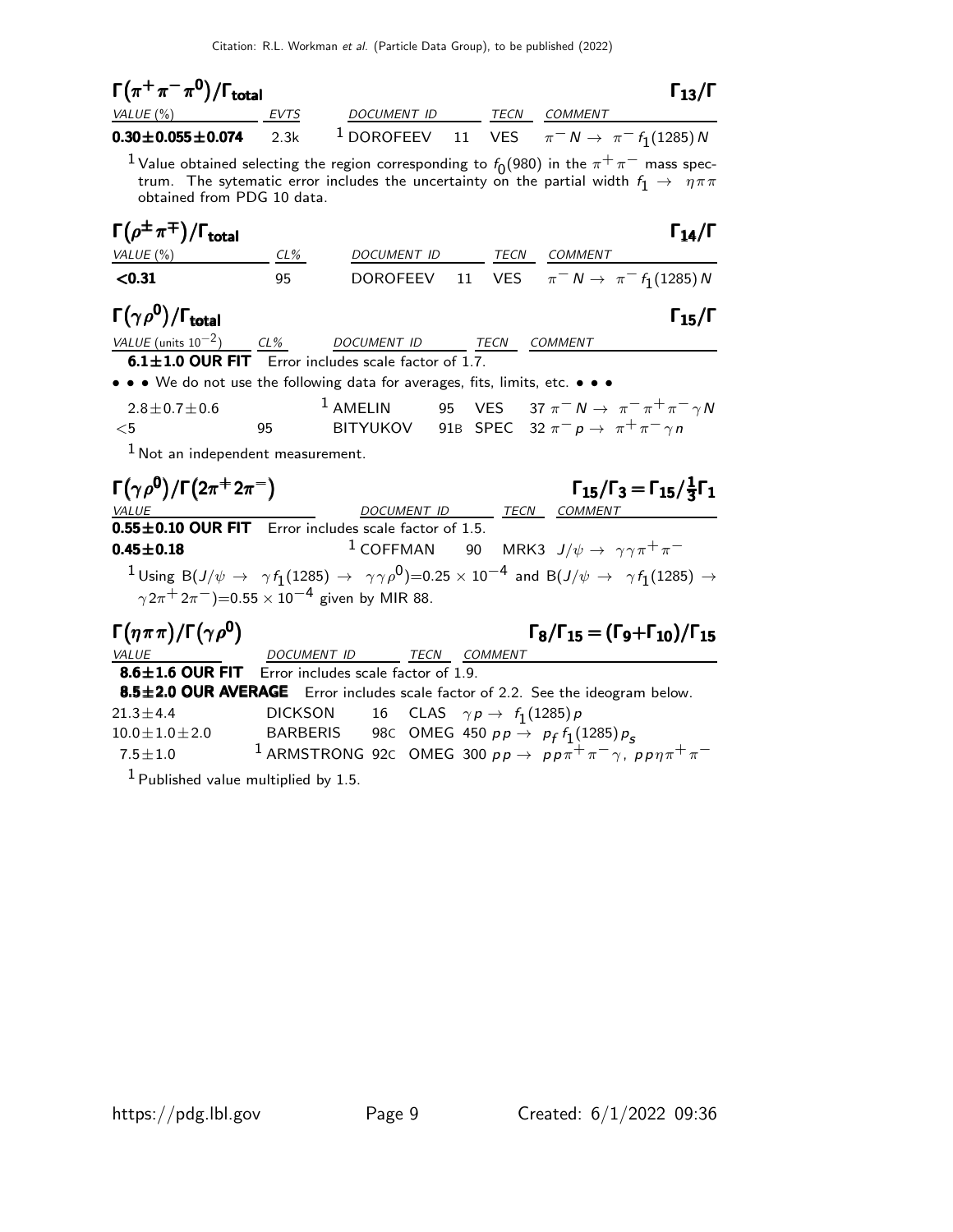### $\Gamma(\pi^+\pi^-\pi^0)/\Gamma_{\rm total}$ — $\Gamma_{13}/\Gamma$

| VALUE (%) | EVTS | DOCUMENT ID | | TECN | COMMENT |
|---|---|---|---|---|---|
| **0.30±0.055±0.074** | 2.3k | [1] DOROFEEV | 11 | VES | $\pi^- N \to \pi^- f_1(1285) N$ |

[1] Value obtained selecting the region corresponding to $f_0(980)$ in the $\pi^+\pi^-$ mass spectrum. The sytematic error includes the uncertainty on the partial width $f_1 \to \eta\pi\pi$ obtained from PDG 10 data.

### $\Gamma(\rho^\pm\pi^\mp)/\Gamma_{\rm total}$ — $\Gamma_{14}/\Gamma$

| VALUE (%) | CL% | DOCUMENT ID | | TECN | COMMENT |
|---|---|---|---|---|---|
| **<0.31** | 95 | DOROFEEV | 11 | VES | $\pi^- N \to \pi^- f_1(1285) N$ |

### $\Gamma(\gamma\rho^0)/\Gamma_{\rm total}$ — $\Gamma_{15}/\Gamma$

| VALUE (units $10^{-2}$) | CL% | DOCUMENT ID | | TECN | COMMENT |
|---|---|---|---|---|---|
| **6.1±1.0 OUR FIT** Error includes scale factor of 1.7. | | | | | |
| • • • We do not use the following data for averages, fits, limits, etc. • • • | | | | | |
| 2.8±0.7±0.6 | | [1] AMELIN | 95 | VES | $37\ \pi^- N \to \pi^-\pi^+\pi^-\gamma N$ |
| <5 | 95 | BITYUKOV | 91B | SPEC | $32\ \pi^- p \to \pi^+\pi^-\gamma n$ |

[1] Not an independent measurement.

### $\Gamma(\gamma\rho^0)/\Gamma(2\pi^+2\pi^-)$ — $\Gamma_{15}/\Gamma_3 = \Gamma_{15}/\frac{1}{3}\Gamma_1$

| VALUE | DOCUMENT ID | | TECN | COMMENT |
|---|---|---|---|---|
| **0.55±0.10 OUR FIT** Error includes scale factor of 1.5. | | | | |
| **0.45±0.18** | [1] COFFMAN | 90 | MRK3 | $J/\psi \to \gamma\gamma\pi^+\pi^-$ |

[1] Using $B(J/\psi \to \gamma f_1(1285) \to \gamma\gamma\rho^0) = 0.25 \times 10^{-4}$ and $B(J/\psi \to \gamma f_1(1285) \to \gamma 2\pi^+ 2\pi^-) = 0.55 \times 10^{-4}$ given by MIR 88.

### $\Gamma(\eta\pi\pi)/\Gamma(\gamma\rho^0)$ — $\Gamma_8/\Gamma_{15} = (\Gamma_9+\Gamma_{10})/\Gamma_{15}$

| VALUE | DOCUMENT ID | | TECN | COMMENT |
|---|---|---|---|---|
| **8.6±1.6 OUR FIT** Error includes scale factor of 1.9. | | | | |
| **8.5±2.0 OUR AVERAGE** Error includes scale factor of 2.2. See the ideogram below. | | | | |
| 21.3±4.4 | DICKSON | 16 | CLAS | $\gamma p \to f_1(1285) p$ |
| 10.0±1.0±2.0 | BARBERIS | 98C | OMEG | $450\ pp \to p_f f_1(1285) p_s$ |
| 7.5±1.0 | [1] ARMSTRONG | 92C | OMEG | $300\ pp \to pp\pi^+\pi^-\gamma,\ pp\eta\pi^+\pi^-$ |

[1] Published value multiplied by 1.5.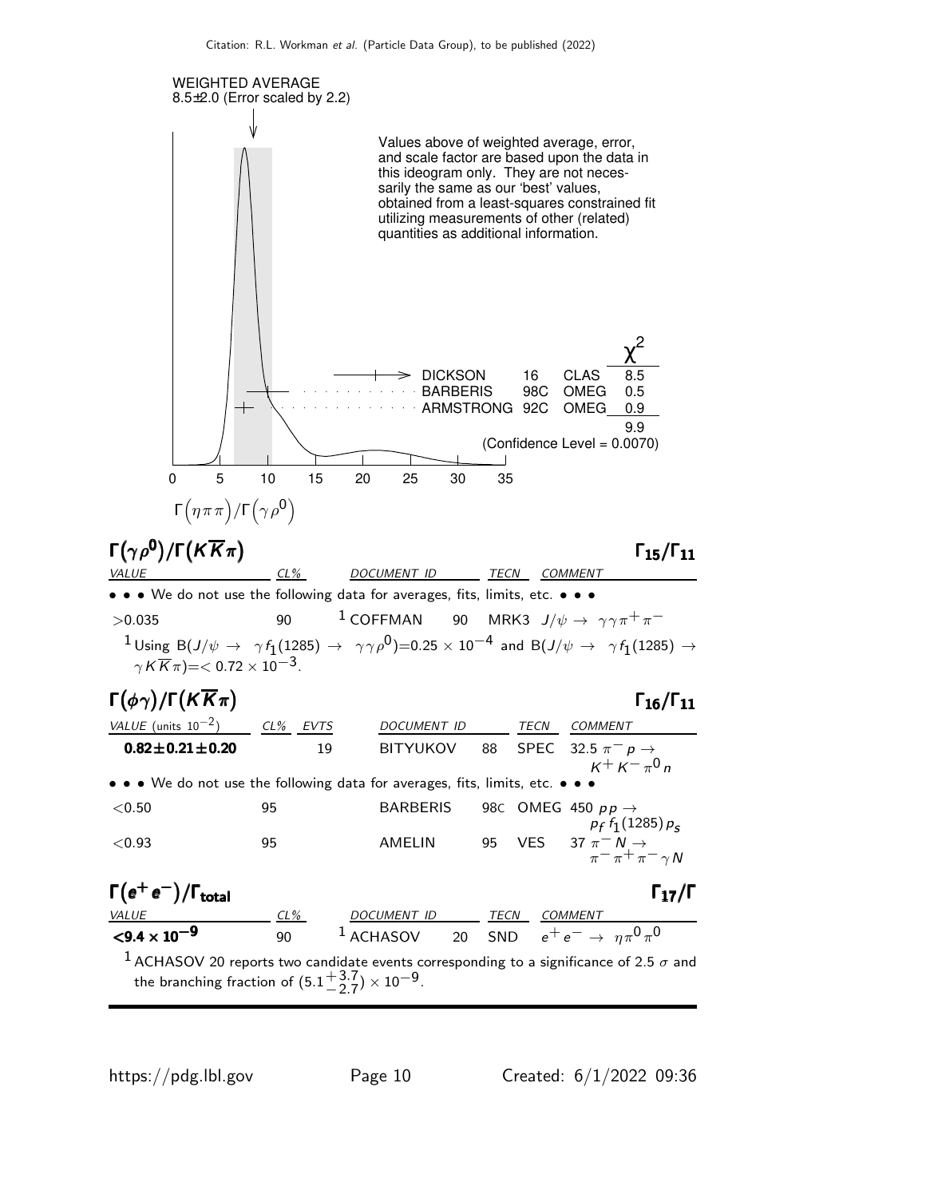WEIGHTED AVERAGE
8.5±2.0 (Error scaled by 2.2)

Values above of weighted average, error, and scale factor are based upon the data in this ideogram only. They are not necessarily the same as our 'best' values, obtained from a least-squares constrained fit utilizing measurements of other (related) quantities as additional information.

| | | | $\chi^2$ |
|---|---|---|---|
| DICKSON | 16 | CLAS | 8.5 |
| BARBERIS | 98C | OMEG | 0.5 |
| ARMSTRONG | 92C | OMEG | 0.9 |
| | | | 9.9 |

(Confidence Level = 0.0070)

$\Gamma\big(\eta\pi\pi\big)/\Gamma\big(\gamma\rho^0\big)$

## $\Gamma(\gamma\rho^0)/\Gamma(K\overline{K}\pi)$ $\quad\Gamma_{15}/\Gamma_{11}$

| VALUE | CL% | DOCUMENT ID | | TECN | COMMENT |
|---|---|---|---|---|---|
| • • • We do not use the following data for averages, fits, limits, etc. • • • | | | | | |
| $>0.035$ | 90 | [1] COFFMAN | 90 | MRK3 | $J/\psi \rightarrow \gamma\gamma\pi^+\pi^-$ |

[1] Using $B(J/\psi \rightarrow \gamma f_1(1285) \rightarrow \gamma\gamma\rho^0)=0.25\times10^{-4}$ and $B(J/\psi \rightarrow \gamma f_1(1285) \rightarrow \gamma K\overline{K}\pi)=< 0.72\times10^{-3}$.

## $\Gamma(\phi\gamma)/\Gamma(K\overline{K}\pi)$ $\quad\Gamma_{16}/\Gamma_{11}$

| VALUE (units $10^{-2}$) | CL% | EVTS | DOCUMENT ID | | TECN | COMMENT |
|---|---|---|---|---|---|---|
| **$0.82\pm0.21\pm0.20$** | | 19 | BITYUKOV | 88 | SPEC | $32.5\ \pi^- p \rightarrow K^+K^-\pi^0 n$ |
| • • • We do not use the following data for averages, fits, limits, etc. • • • | | | | | | |
| $<0.50$ | 95 | | BARBERIS | 98C | OMEG | $450\ pp \rightarrow p_f f_1(1285) p_s$ |
| $<0.93$ | 95 | | AMELIN | 95 | VES | $37\ \pi^- N \rightarrow \pi^-\pi^+\pi^-\gamma N$ |

## $\Gamma(e^+e^-)/\Gamma_{\rm total}$ $\quad\Gamma_{17}/\Gamma$

| VALUE | CL% | DOCUMENT ID | | TECN | COMMENT |
|---|---|---|---|---|---|
| **$<9.4\times10^{-9}$** | 90 | [1] ACHASOV | 20 | SND | $e^+e^- \rightarrow \eta\pi^0\pi^0$ |

[1] ACHASOV 20 reports two candidate events corresponding to a significance of 2.5 $\sigma$ and the branching fraction of $(5.1^{+3.7}_{-2.7})\times10^{-9}$.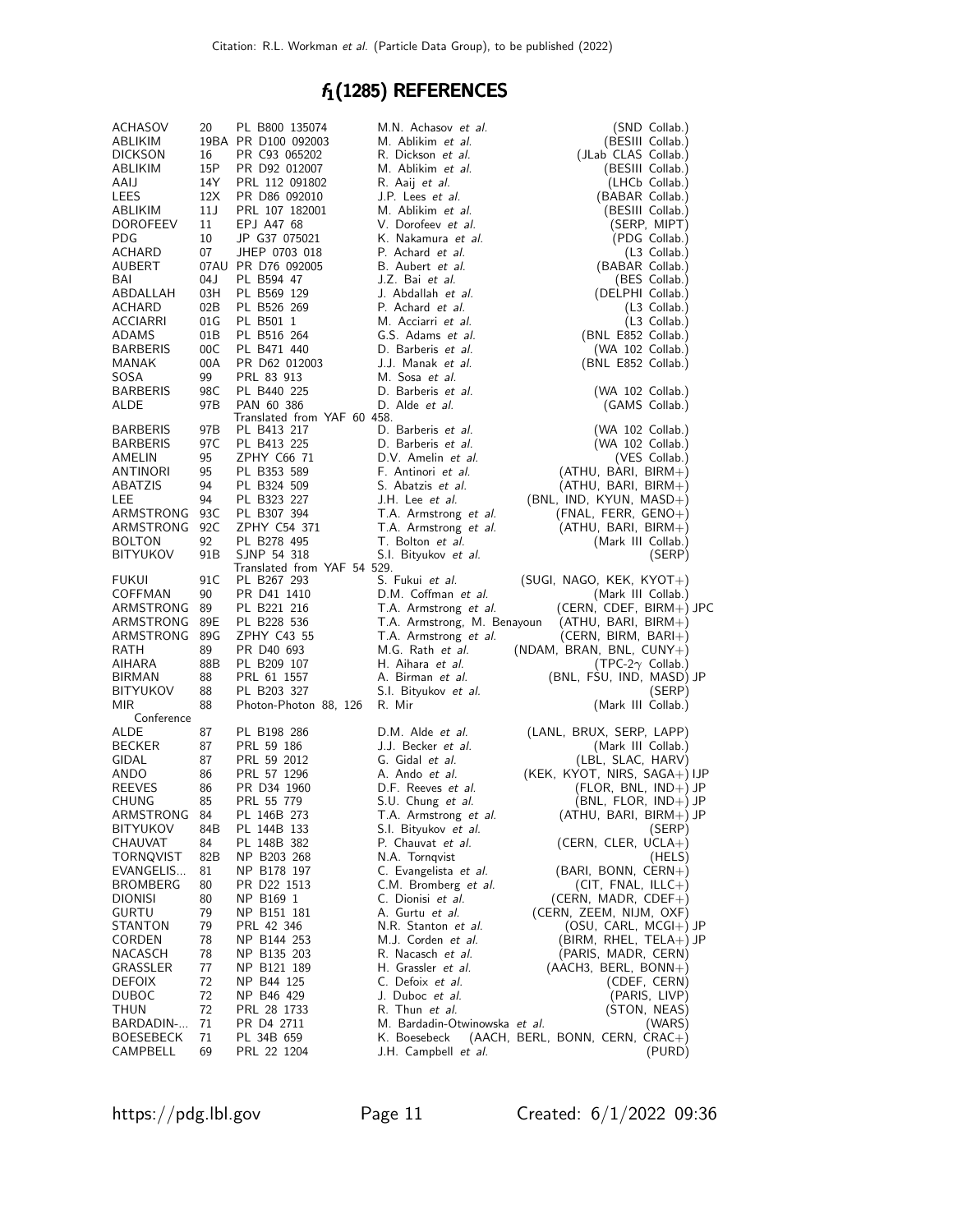# $f_1(1285)$ REFERENCES

| | | | | |
|---|---|---|---|---|
| ACHASOV | 20 | PL B800 135074 | M.N. Achasov *et al.* | (SND Collab.) |
| ABLIKIM | 19BA | PR D100 092003 | M. Ablikim *et al.* | (BESIII Collab.) |
| DICKSON | 16 | PR C93 065202 | R. Dickson *et al.* | (JLab CLAS Collab.) |
| ABLIKIM | 15P | PR D92 012007 | M. Ablikim *et al.* | (BESIII Collab.) |
| AAIJ | 14Y | PRL 112 091802 | R. Aaij *et al.* | (LHCb Collab.) |
| LEES | 12X | PR D86 092010 | J.P. Lees *et al.* | (BABAR Collab.) |
| ABLIKIM | 11J | PRL 107 182001 | M. Ablikim *et al.* | (BESIII Collab.) |
| DOROFEEV | 11 | EPJ A47 68 | V. Dorofeev *et al.* | (SERP, MIPT) |
| PDG | 10 | JP G37 075021 | K. Nakamura *et al.* | (PDG Collab.) |
| ACHARD | 07 | JHEP 0703 018 | P. Achard *et al.* | (L3 Collab.) |
| AUBERT | 07AU | PR D76 092005 | B. Aubert *et al.* | (BABAR Collab.) |
| BAI | 04J | PL B594 47 | J.Z. Bai *et al.* | (BES Collab.) |
| ABDALLAH | 03H | PL B569 129 | J. Abdallah *et al.* | (DELPHI Collab.) |
| ACHARD | 02B | PL B526 269 | P. Achard *et al.* | (L3 Collab.) |
| ACCIARRI | 01G | PL B501 1 | M. Acciarri *et al.* | (L3 Collab.) |
| ADAMS | 01B | PL B516 264 | G.S. Adams *et al.* | (BNL E852 Collab.) |
| BARBERIS | 00C | PL B471 440 | D. Barberis *et al.* | (WA 102 Collab.) |
| MANAK | 00A | PR D62 012003 | J.J. Manak *et al.* | (BNL E852 Collab.) |
| SOSA | 99 | PRL 83 913 | M. Sosa *et al.* | |
| BARBERIS | 98C | PL B440 225 | D. Barberis *et al.* | (WA 102 Collab.) |
| ALDE | 97B | PAN 60 386 | D. Alde *et al.* | (GAMS Collab.) |
| | | Translated from YAF 60 458. | | |
| BARBERIS | 97B | PL B413 217 | D. Barberis *et al.* | (WA 102 Collab.) |
| BARBERIS | 97C | PL B413 225 | D. Barberis *et al.* | (WA 102 Collab.) |
| AMELIN | 95 | ZPHY C66 71 | D.V. Amelin *et al.* | (VES Collab.) |
| ANTINORI | 95 | PL B353 589 | F. Antinori *et al.* | (ATHU, BARI, BIRM+) |
| ABATZIS | 94 | PL B324 509 | S. Abatzis *et al.* | (ATHU, BARI, BIRM+) |
| LEE | 94 | PL B323 227 | J.H. Lee *et al.* | (BNL, IND, KYUN, MASD+) |
| ARMSTRONG | 93C | PL B307 394 | T.A. Armstrong *et al.* | (FNAL, FERR, GENO+) |
| ARMSTRONG | 92C | ZPHY C54 371 | T.A. Armstrong *et al.* | (ATHU, BARI, BIRM+) |
| BOLTON | 92 | PL B278 495 | T. Bolton *et al.* | (Mark III Collab.) |
| BITYUKOV | 91B | SJNP 54 318 | S.I. Bityukov *et al.* | (SERP) |
| | | Translated from YAF 54 529. | | |
| FUKUI | 91C | PL B267 293 | S. Fukui *et al.* | (SUGI, NAGO, KEK, KYOT+) |
| COFFMAN | 90 | PR D41 1410 | D.M. Coffman *et al.* | (Mark III Collab.) |
| ARMSTRONG | 89 | PL B221 216 | T.A. Armstrong *et al.* | (CERN, CDEF, BIRM+) JPC |
| ARMSTRONG | 89E | PL B228 536 | T.A. Armstrong, M. Benayoun | (ATHU, BARI, BIRM+) |
| ARMSTRONG | 89G | ZPHY C43 55 | T.A. Armstrong *et al.* | (CERN, BIRM, BARI+) |
| RATH | 89 | PR D40 693 | M.G. Rath *et al.* | (NDAM, BRAN, BNL, CUNY+) |
| AIHARA | 88B | PL B209 107 | H. Aihara *et al.* | (TPC-2$\gamma$ Collab.) |
| BIRMAN | 88 | PRL 61 1557 | A. Birman *et al.* | (BNL, FSU, IND, MASD) JP |
| BITYUKOV | 88 | PL B203 327 | S.I. Bityukov *et al.* | (SERP) |
| MIR | 88 | Photon-Photon 88, 126 | R. Mir | (Mark III Collab.) |
| Conference | | | | |
| ALDE | 87 | PL B198 286 | D.M. Alde *et al.* | (LANL, BRUX, SERP, LAPP) |
| BECKER | 87 | PRL 59 186 | J.J. Becker *et al.* | (Mark III Collab.) |
| GIDAL | 87 | PRL 59 2012 | G. Gidal *et al.* | (LBL, SLAC, HARV) |
| ANDO | 86 | PRL 57 1296 | A. Ando *et al.* | (KEK, KYOT, NIRS, SAGA+) IJP |
| REEVES | 86 | PR D34 1960 | D.F. Reeves *et al.* | (FLOR, BNL, IND+) JP |
| CHUNG | 85 | PRL 55 779 | S.U. Chung *et al.* | (BNL, FLOR, IND+) JP |
| ARMSTRONG | 84 | PL 146B 273 | T.A. Armstrong *et al.* | (ATHU, BARI, BIRM+) JP |
| BITYUKOV | 84B | PL 144B 133 | S.I. Bityukov *et al.* | (SERP) |
| CHAUVAT | 84 | PL 148B 382 | P. Chauvat *et al.* | (CERN, CLER, UCLA+) |
| TORNQVIST | 82B | NP B203 268 | N.A. Tornqvist | (HELS) |
| EVANGELIS... | 81 | NP B178 197 | C. Evangelista *et al.* | (BARI, BONN, CERN+) |
| BROMBERG | 80 | PR D22 1513 | C.M. Bromberg *et al.* | (CIT, FNAL, ILLC+) |
| DIONISI | 80 | NP B169 1 | C. Dionisi *et al.* | (CERN, MADR, CDEF+) |
| GURTU | 79 | NP B151 181 | A. Gurtu *et al.* | (CERN, ZEEM, NIJM, OXF) |
| STANTON | 79 | PRL 42 346 | N.R. Stanton *et al.* | (OSU, CARL, MCGI+) JP |
| CORDEN | 78 | NP B144 253 | M.J. Corden *et al.* | (BIRM, RHEL, TELA+) JP |
| NACASCH | 78 | NP B135 203 | R. Nacasch *et al.* | (PARIS, MADR, CERN) |
| GRASSLER | 77 | NP B121 189 | H. Grassler *et al.* | (AACH3, BERL, BONN+) |
| DEFOIX | 72 | NP B44 125 | C. Defoix *et al.* | (CDEF, CERN) |
| DUBOC | 72 | NP B46 429 | J. Duboc *et al.* | (PARIS, LIVP) |
| THUN | 72 | PRL 28 1733 | R. Thun *et al.* | (STON, NEAS) |
| BARDADIN-... | 71 | PR D4 2711 | M. Bardadin-Otwinowska *et al.* | (WARS) |
| BOESEBECK | 71 | PL 34B 659 | K. Boesebeck | (AACH, BERL, BONN, CERN, CRAC+) |
| CAMPBELL | 69 | PRL 22 1204 | J.H. Campbell *et al.* | (PURD) |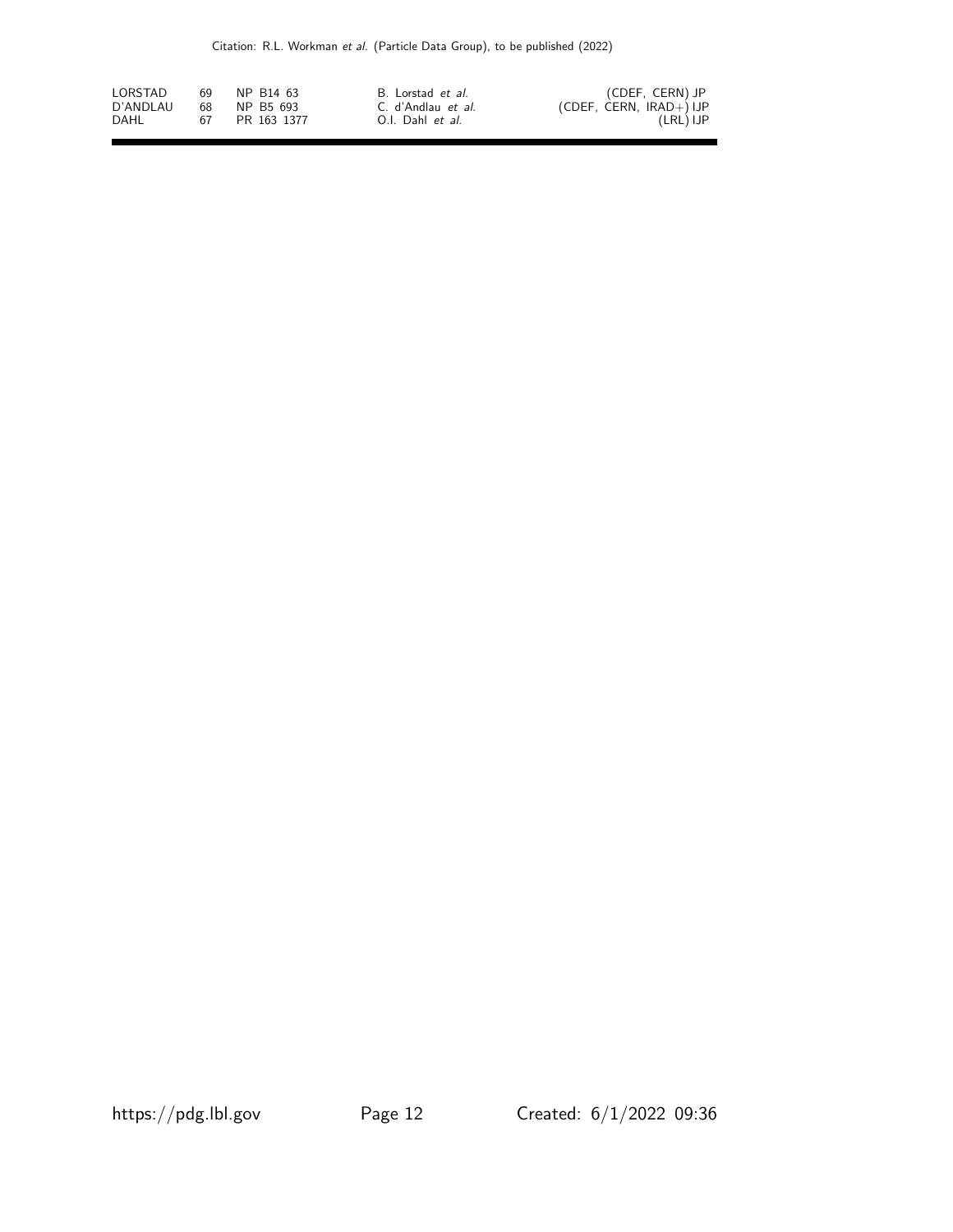| | | | | |
|---|---|---|---|---|
| LORSTAD | 69 | NP B14 63 | B. Lorstad *et al.* | (CDEF, CERN) JP |
| D'ANDLAU | 68 | NP B5 693 | C. d'Andlau *et al.* | (CDEF, CERN, IRAD+) IJP |
| DAHL | 67 | PR 163 1377 | O.I. Dahl *et al.* | (LRL) IJP |